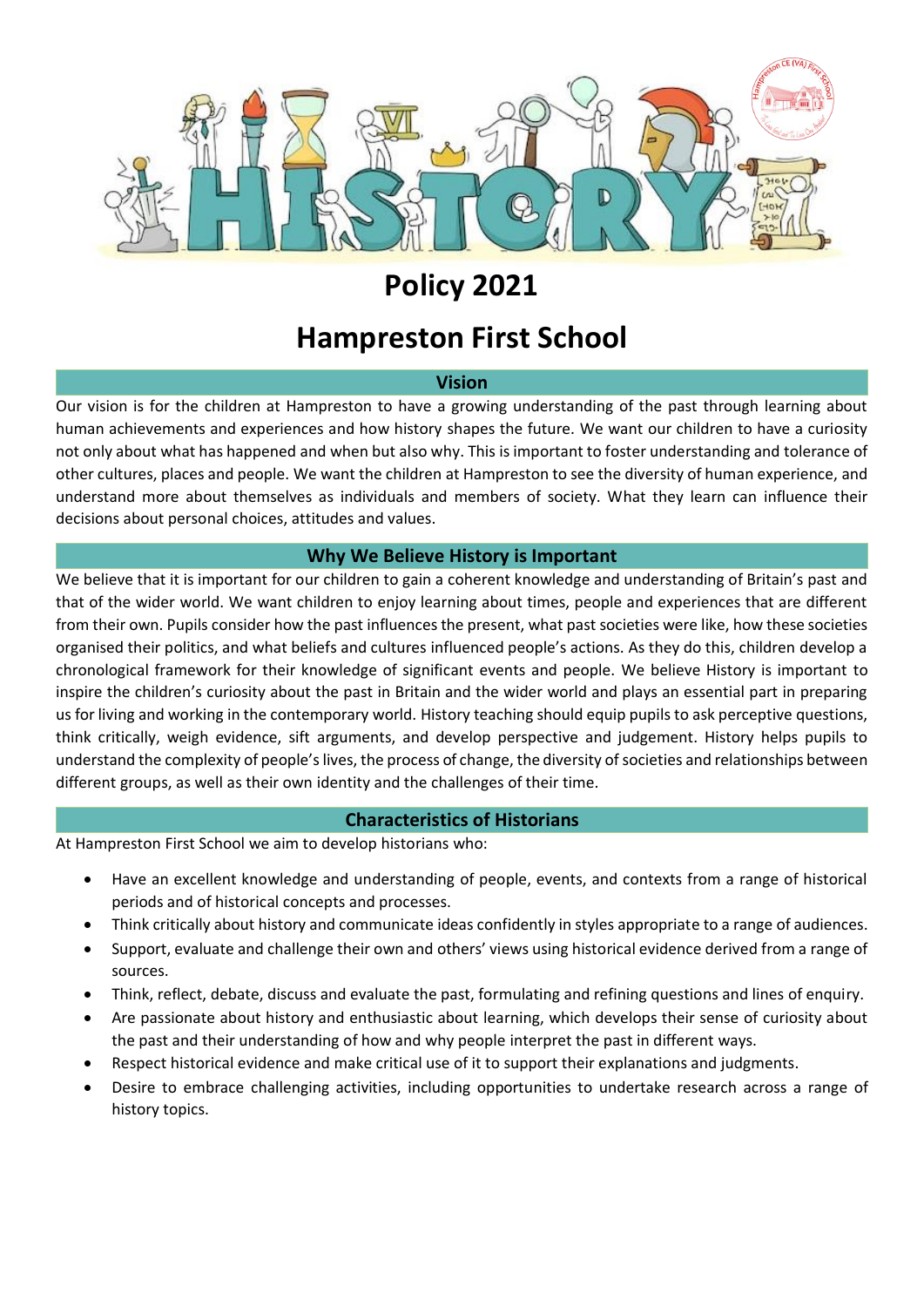# Policy 2021

# Hampreston First School

## Vision

Our vision is for the children at Hampreston to have a growing understanding of the past through learning about human achievements and experiences and how history shapes the future. We want our children to have a curiosity not only about what has happened and when but also why. This is important to foster understanding and tolerance of other cultures, places and people. We want the children at Hampreston to see the diversity of human experience, and understand more about themselves as individuals and members of society. What they learn can influence their decisions about personal choices, attitudes and values.

## Why We Believe History is Important

We believe that it is important for our children to gain a coherent knowledge and understanding of Britain's past and that of the wider world. We want children to enjoy learning about times, people and experiences that are different from their own. Pupils consider how the past influences the present, what past societies were like, how these societies organised their politics, and what beliefs and cultures influenced people's actions. As they do this, children develop a chronological framework for their knowledge of significant events and people. We believe History is important to inspire the children's curiosity about the past in Britain and the wider world and plays an essential part in preparing us for living and working in the contemporary world. History teaching should equip pupils to ask perceptive questions, think critically, weigh evidence, sift arguments, and develop perspective and judgement. History helps pupils to understand the complexity of people's lives, the process of change, the diversity of societies and relationships between different groups, as well as their own identity and the challenges of their time.

## Characteristics of Historians

At Hampreston First School we aim to develop historians who:

- Have an excellent knowledge and understanding of people, events, and contexts from a range of historical periods and of historical concepts and processes.
- Think critically about history and communicate ideas confidently in styles appropriate to a range of audiences.
- Support, evaluate and challenge their own and others' views using historical evidence derived from a range of sources.
- Think, reflect, debate, discuss and evaluate the past, formulating and refining questions and lines of enquiry.
- Are passionate about history and enthusiastic about learning, which develops their sense of curiosity about the past and their understanding of how and why people interpret the past in different ways.
- Respect historical evidence and make critical use of it to support their explanations and judgments.
- Desire to embrace challenging activities, including opportunities to undertake research across a range of history topics.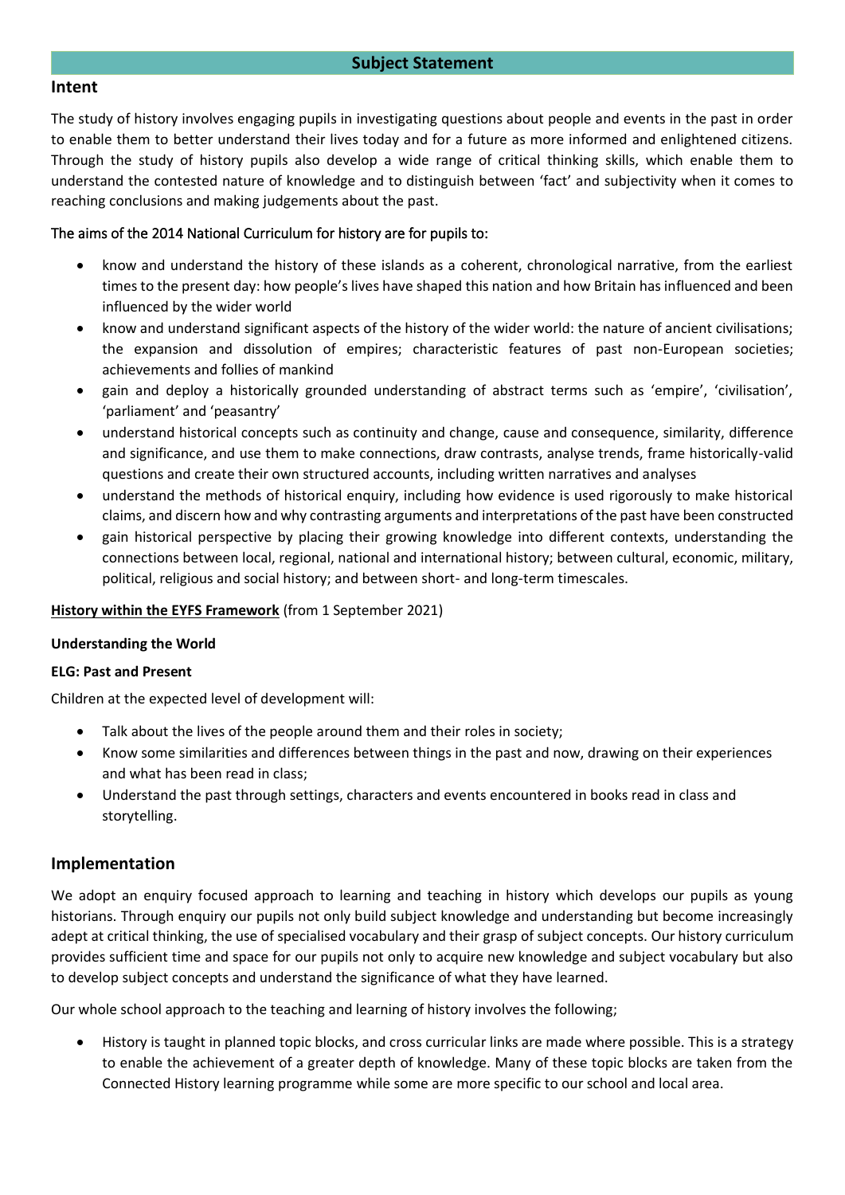## Subject Statement

## Intent

The study of history involves engaging pupils in investigating questions about people and events in the past in order to enable them to better understand their lives today and for a future as more informed and enlightened citizens. Through the study of history pupils also develop a wide range of critical thinking skills, which enable them to understand the contested nature of knowledge and to distinguish between 'fact' and subjectivity when it comes to reaching conclusions and making judgements about the past.

The aims of the 2014 National Curriculum for history are for pupils to:

- know and understand the history of these islands as a coherent, chronological narrative, from the earliest times to the present day: how people's lives have shaped this nation and how Britain has influenced and been influenced by the wider world
- know and understand significant aspects of the history of the wider world: the nature of ancient civilisations; the expansion and dissolution of empires; characteristic features of past non-European societies; achievements and follies of mankind
- gain and deploy a historically grounded understanding of abstract terms such as 'empire', 'civilisation', 'parliament' and 'peasantry'
- understand historical concepts such as continuity and change, cause and consequence, similarity, difference and significance, and use them to make connections, draw contrasts, analyse trends, frame historically-valid questions and create their own structured accounts, including written narratives and analyses
- understand the methods of historical enquiry, including how evidence is used rigorously to make historical claims, and discern how and why contrasting arguments and interpretations of the past have been constructed
- gain historical perspective by placing their growing knowledge into different contexts, understanding the connections between local, regional, national and international history; between cultural, economic, military, political, religious and social history; and between short- and long-term timescales.

**History within the EYFS Framework** (from 1 September 2021)

**Understanding the World**

**ELG: Past and Present**

Children at the expected level of development will:

- Talk about the lives of the people around them and their roles in society;
- Know some similarities and differences between things in the past and now, drawing on their experiences and what has been read in class;
- Understand the past through settings, characters and events encountered in books read in class and storytelling.

## Implementation

We adopt an enquiry focused approach to learning and teaching in history which develops our pupils as young historians. Through enquiry our pupils not only build subject knowledge and understanding but become increasingly adept at critical thinking, the use of specialised vocabulary and their grasp of subject concepts. Our history curriculum provides sufficient time and space for our pupils not only to acquire new knowledge and subject vocabulary but also to develop subject concepts and understand the significance of what they have learned.

Our whole school approach to the teaching and learning of history involves the following;

- History is taught in planned topic blocks, and cross curricular links are made where possible. This is a strategy to enable the achievement of a greater depth of knowledge. Many of these topic blocks are taken from the Connected History learning programme while some are more specific to our school and local area.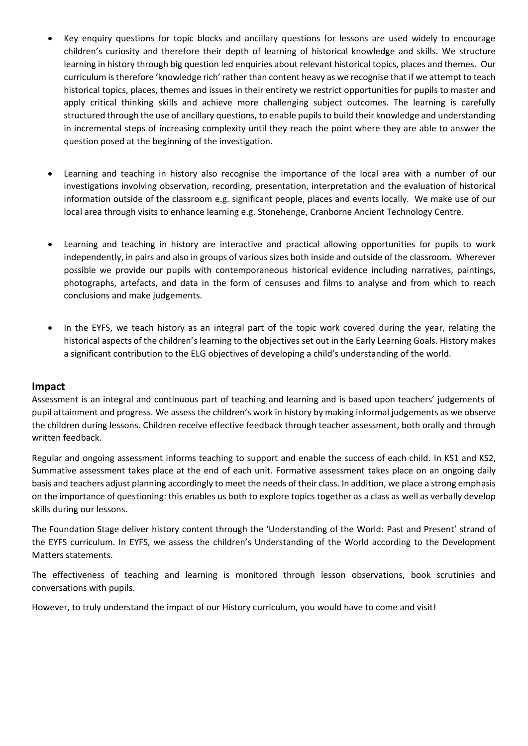- Key enquiry questions for topic blocks and ancillary questions for lessons are used widely to encourage children's curiosity and therefore their depth of learning of historical knowledge and skills. We structure learning in history through big question led enquiries about relevant historical topics, places and themes. Our curriculum is therefore 'knowledge rich' rather than content heavy as we recognise that if we attempt to teach historical topics, places, themes and issues in their entirety we restrict opportunities for pupils to master and apply critical thinking skills and achieve more challenging subject outcomes. The learning is carefully structured through the use of ancillary questions, to enable pupils to build their knowledge and understanding in incremental steps of increasing complexity until they reach the point where they are able to answer the question posed at the beginning of the investigation.

- Learning and teaching in history also recognise the importance of the local area with a number of our investigations involving observation, recording, presentation, interpretation and the evaluation of historical information outside of the classroom e.g. significant people, places and events locally. We make use of our local area through visits to enhance learning e.g. Stonehenge, Cranborne Ancient Technology Centre.

- Learning and teaching in history are interactive and practical allowing opportunities for pupils to work independently, in pairs and also in groups of various sizes both inside and outside of the classroom. Wherever possible we provide our pupils with contemporaneous historical evidence including narratives, paintings, photographs, artefacts, and data in the form of censuses and films to analyse and from which to reach conclusions and make judgements.

- In the EYFS, we teach history as an integral part of the topic work covered during the year, relating the historical aspects of the children's learning to the objectives set out in the Early Learning Goals. History makes a significant contribution to the ELG objectives of developing a child's understanding of the world.

## Impact

Assessment is an integral and continuous part of teaching and learning and is based upon teachers' judgements of pupil attainment and progress. We assess the children's work in history by making informal judgements as we observe the children during lessons. Children receive effective feedback through teacher assessment, both orally and through written feedback.

Regular and ongoing assessment informs teaching to support and enable the success of each child. In KS1 and KS2, Summative assessment takes place at the end of each unit. Formative assessment takes place on an ongoing daily basis and teachers adjust planning accordingly to meet the needs of their class. In addition, we place a strong emphasis on the importance of questioning: this enables us both to explore topics together as a class as well as verbally develop skills during our lessons.

The Foundation Stage deliver history content through the 'Understanding of the World: Past and Present' strand of the EYFS curriculum. In EYFS, we assess the children's Understanding of the World according to the Development Matters statements.

The effectiveness of teaching and learning is monitored through lesson observations, book scrutinies and conversations with pupils.

However, to truly understand the impact of our History curriculum, you would have to come and visit!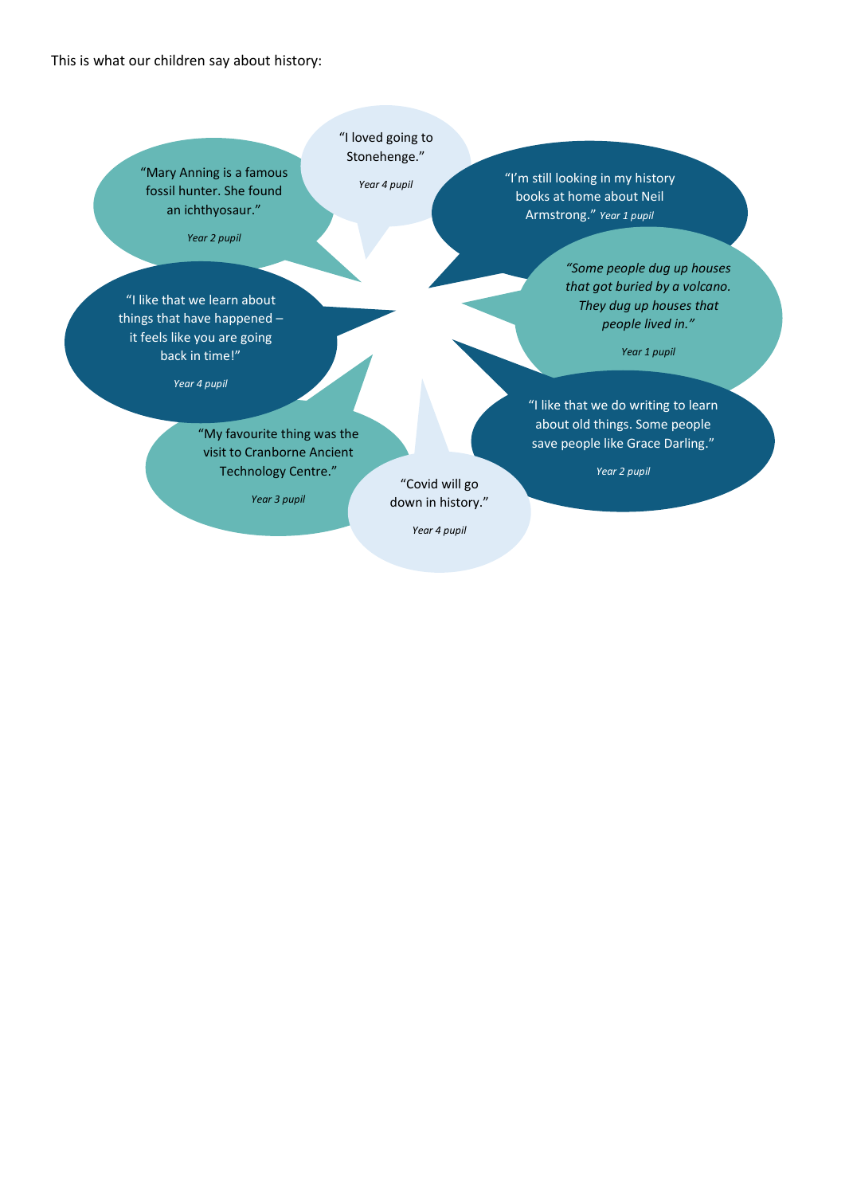This is what our children say about history:

"I loved going to Stonehenge."

*Year 4 pupil*

"Mary Anning is a famous fossil hunter. She found an ichthyosaur."

*Year 2 pupil*

"I'm still looking in my history books at home about Neil Armstrong." *Year 1 pupil*

*"Some people dug up houses that got buried by a volcano. They dug up houses that people lived in."*

*Year 1 pupil*

"I like that we learn about things that have happened – it feels like you are going back in time!"

*Year 4 pupil*

"I like that we do writing to learn about old things. Some people save people like Grace Darling."

*Year 2 pupil*

"My favourite thing was the visit to Cranborne Ancient Technology Centre."

*Year 3 pupil*

"Covid will go down in history."

*Year 4 pupil*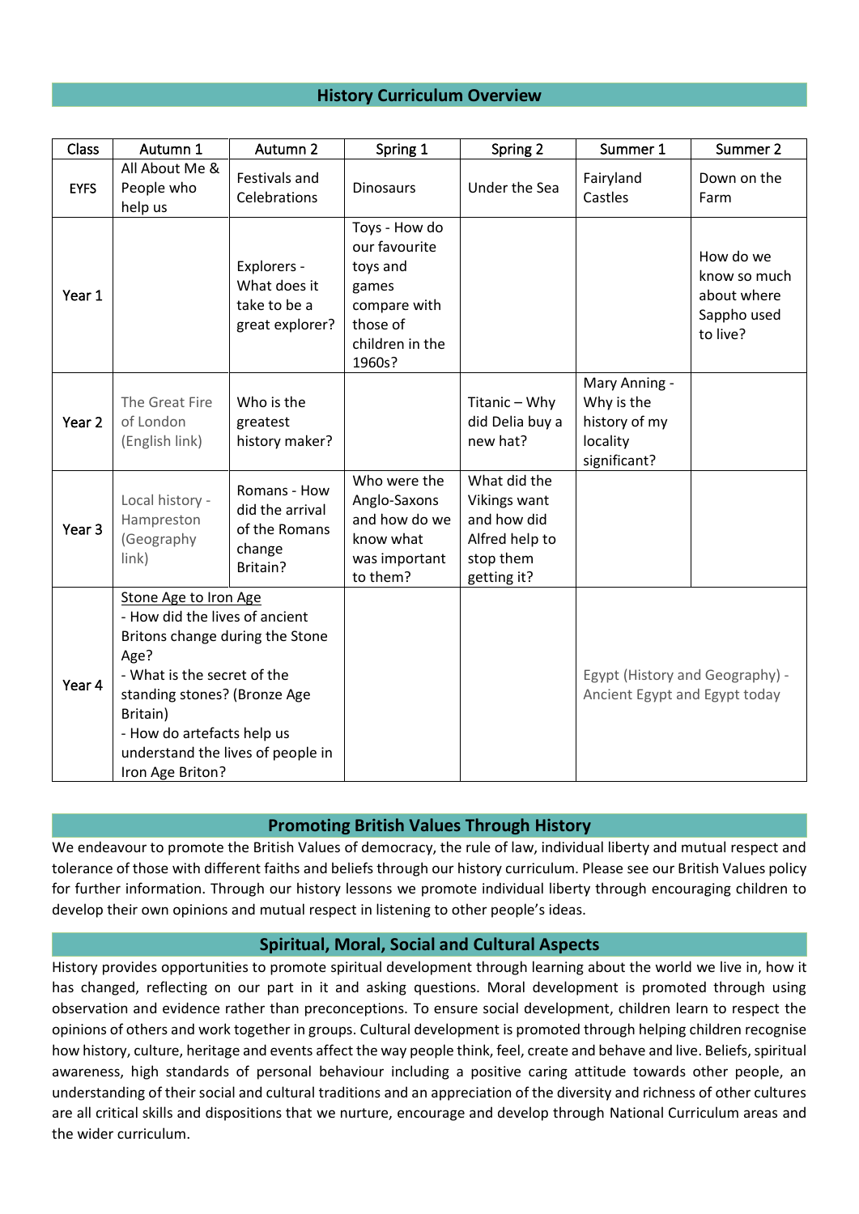## History Curriculum Overview

| Class | Autumn 1 | Autumn 2 | Spring 1 | Spring 2 | Summer 1 | Summer 2 |
|---|---|---|---|---|---|---|
| EYFS | All About Me & People who help us | Festivals and Celebrations | Dinosaurs | Under the Sea | Fairyland Castles | Down on the Farm |
| Year 1 | | Explorers - What does it take to be a great explorer? | Toys - How do our favourite toys and games compare with those of children in the 1960s? | | | How do we know so much about where Sappho used to live? |
| Year 2 | The Great Fire of London (English link) | Who is the greatest history maker? | | Titanic – Why did Delia buy a new hat? | Mary Anning - Why is the history of my locality significant? | |
| Year 3 | Local history - Hampreston (Geography link) | Romans - How did the arrival of the Romans change Britain? | Who were the Anglo-Saxons and how do we know what was important to them? | What did the Vikings want and how did Alfred help to stop them getting it? | | |
| Year 4 | Stone Age to Iron Age<br>- How did the lives of ancient Britons change during the Stone Age?<br>- What is the secret of the standing stones? (Bronze Age Britain)<br>- How do artefacts help us understand the lives of people in Iron Age Briton? | | | | Egypt (History and Geography) - Ancient Egypt and Egypt today | |

## Promoting British Values Through History

We endeavour to promote the British Values of democracy, the rule of law, individual liberty and mutual respect and tolerance of those with different faiths and beliefs through our history curriculum. Please see our British Values policy for further information. Through our history lessons we promote individual liberty through encouraging children to develop their own opinions and mutual respect in listening to other people's ideas.

## Spiritual, Moral, Social and Cultural Aspects

History provides opportunities to promote spiritual development through learning about the world we live in, how it has changed, reflecting on our part in it and asking questions. Moral development is promoted through using observation and evidence rather than preconceptions. To ensure social development, children learn to respect the opinions of others and work together in groups. Cultural development is promoted through helping children recognise how history, culture, heritage and events affect the way people think, feel, create and behave and live. Beliefs, spiritual awareness, high standards of personal behaviour including a positive caring attitude towards other people, an understanding of their social and cultural traditions and an appreciation of the diversity and richness of other cultures are all critical skills and dispositions that we nurture, encourage and develop through National Curriculum areas and the wider curriculum.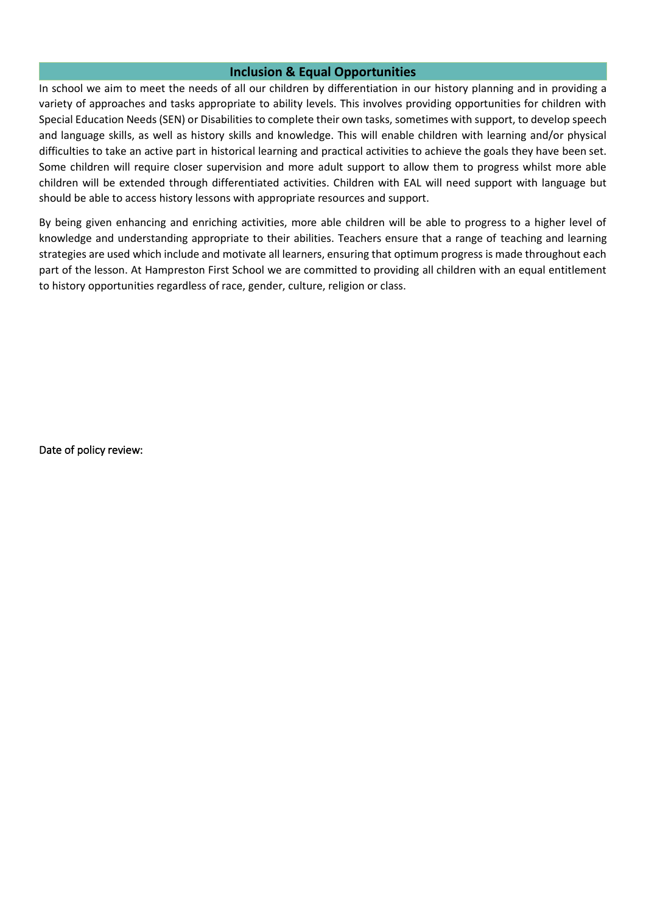## Inclusion & Equal Opportunities

In school we aim to meet the needs of all our children by differentiation in our history planning and in providing a variety of approaches and tasks appropriate to ability levels. This involves providing opportunities for children with Special Education Needs (SEN) or Disabilities to complete their own tasks, sometimes with support, to develop speech and language skills, as well as history skills and knowledge. This will enable children with learning and/or physical difficulties to take an active part in historical learning and practical activities to achieve the goals they have been set. Some children will require closer supervision and more adult support to allow them to progress whilst more able children will be extended through differentiated activities. Children with EAL will need support with language but should be able to access history lessons with appropriate resources and support.

By being given enhancing and enriching activities, more able children will be able to progress to a higher level of knowledge and understanding appropriate to their abilities. Teachers ensure that a range of teaching and learning strategies are used which include and motivate all learners, ensuring that optimum progress is made throughout each part of the lesson. At Hampreston First School we are committed to providing all children with an equal entitlement to history opportunities regardless of race, gender, culture, religion or class.

Date of policy review: